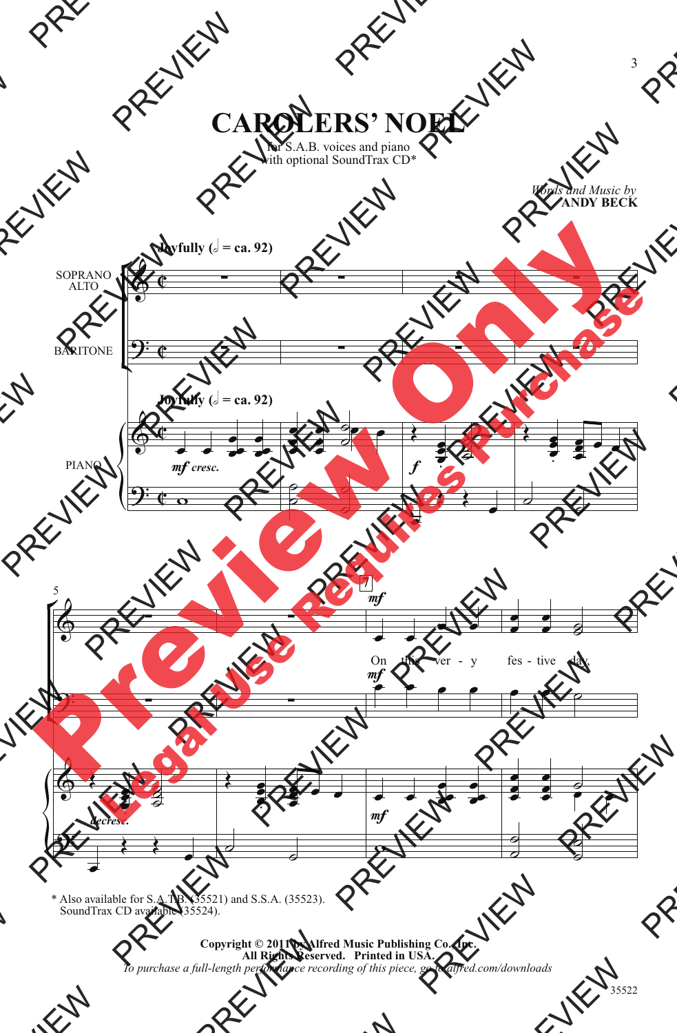# CAROLERS' NOEL

for S.A.B. voices and piano
with optional SoundTrax CD*

*Words and Music by*
**ANDY BECK**

**Joyfully (𝅗𝅥 = ca. 92)**

SOPRANO
ALTO

BARITONE

PIANO

*mf cresc.*

*f*

*decresc.*

*mf*

On this ver - y fes - tive day,

\* Also available for S.A.T.B. (35521) and S.S.A. (35523).
SoundTrax CD available (35524).

**Copyright © 2011 by Alfred Music Publishing Co., Inc.**
**All Rights Reserved. Printed in USA.**
*To purchase a full-length performance recording of this piece, go to alfred.com/downloads*

35522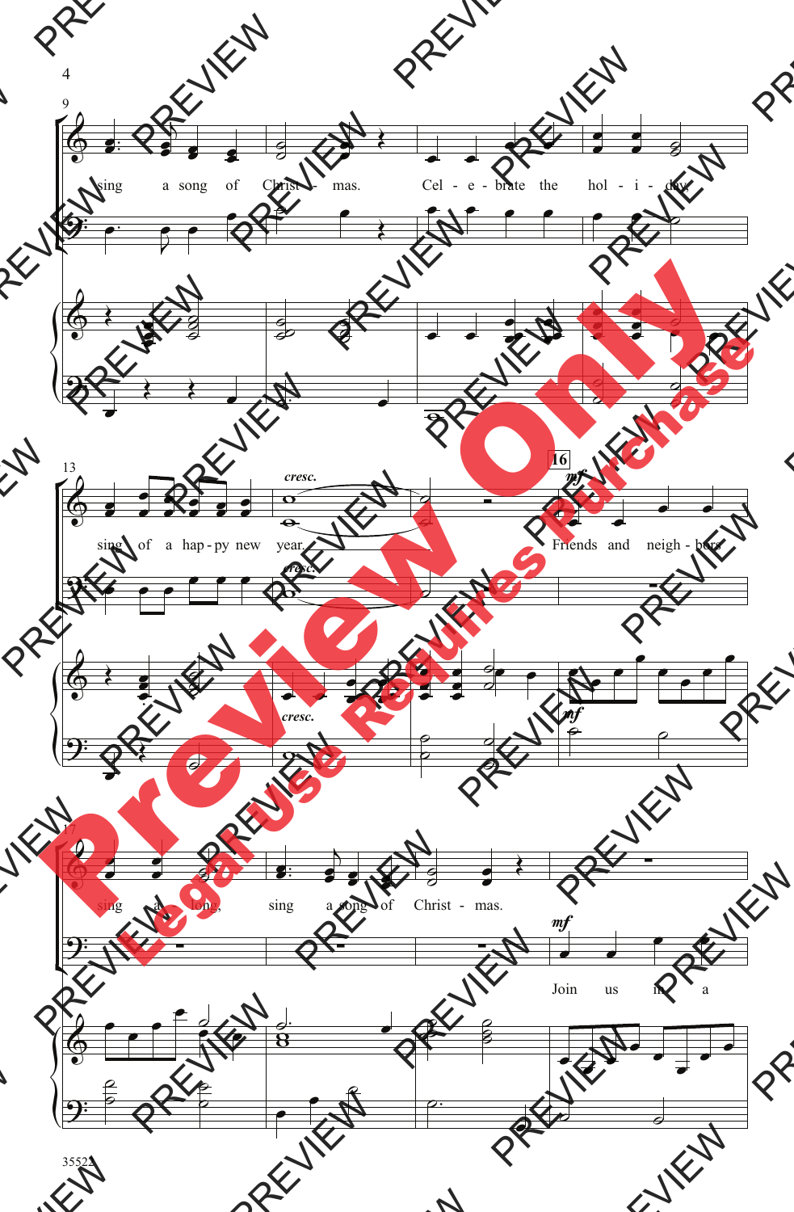sing a song of Christ - mas. Cel - e - brate the hol - i - day,

sing of a hap - py new year.

*cresc.*

16

*mf*

Friends and neigh - bors

sing a long, sing a song of Christ - mas.

*mf*

Join us in a

35522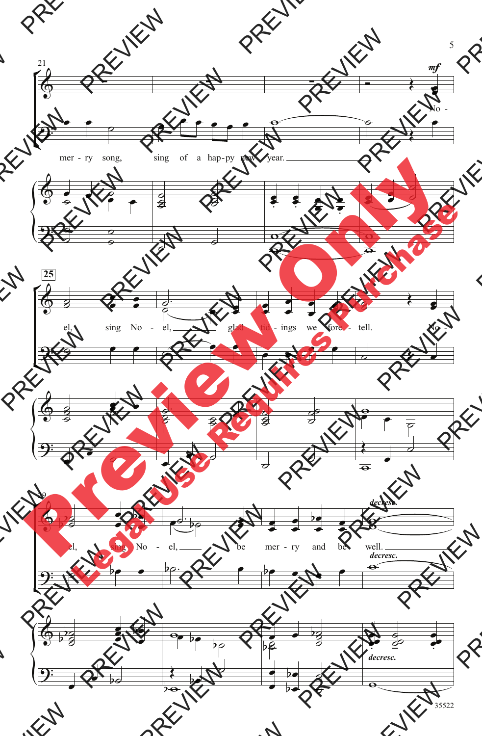21

*mf*

mer - ry song, sing of a hap-py new year.

No -

25

el, sing No - el, glad tid - ings we fore - tell. No -

29

el, sing No - el, be mer - ry and be well.

*decresc.*

*decresc.*

*decresc.*

35522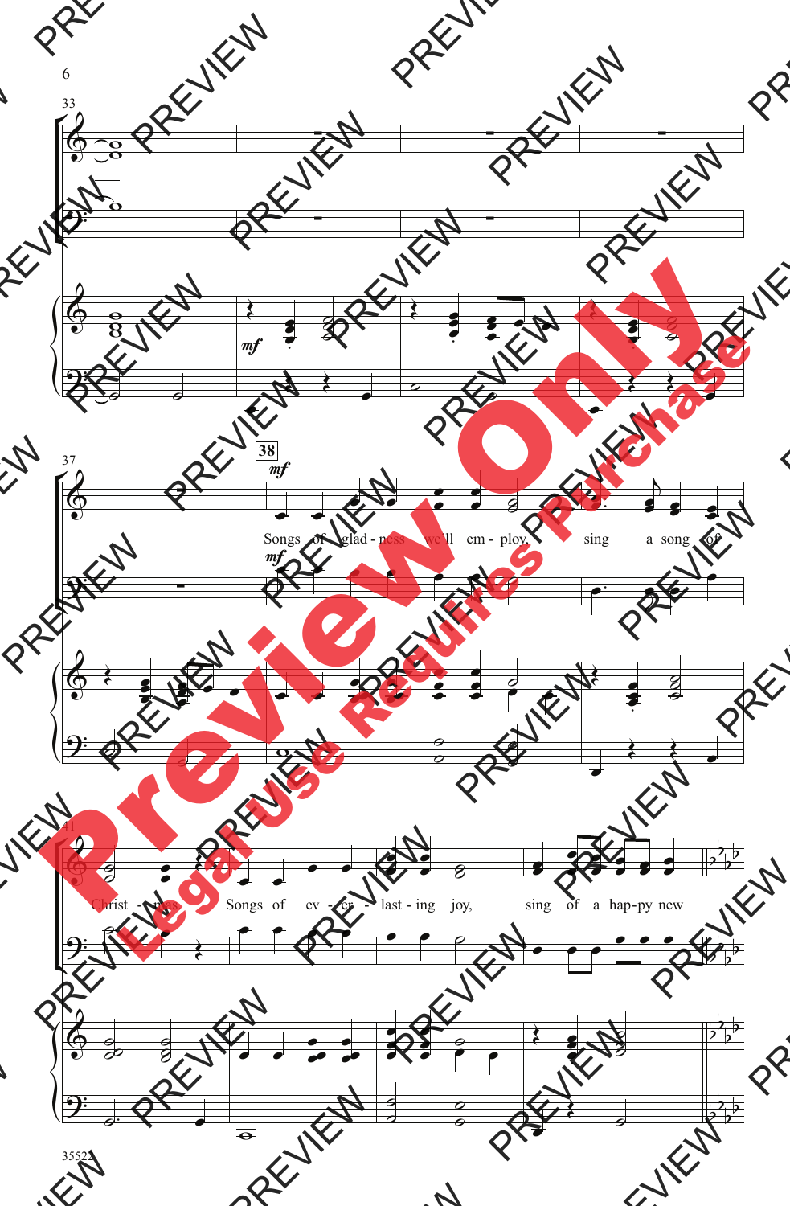33

37

38

Songs of glad - ness we'll em - ploy, sing a song of

41

Christ - mas. Songs of ev - er - last - ing joy, sing of a hap - py new

35522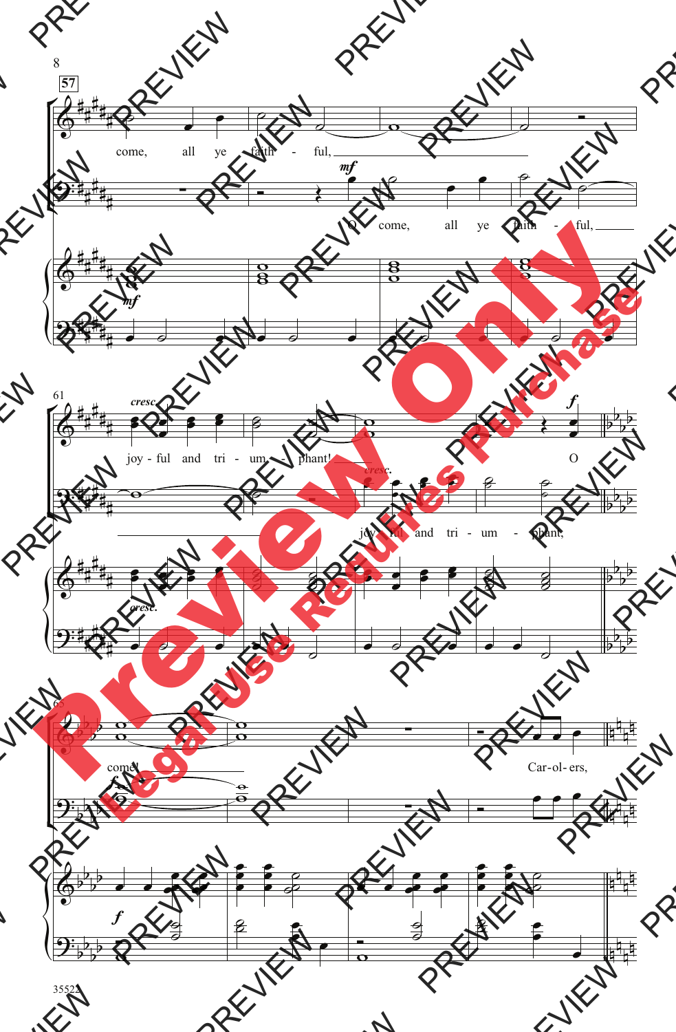57

come, all ye faith - ful,

*mf*

O come, all ye faith - ful,

61

*cresc.*

joy - ful and tri - um - phant!

*f*

O

*cresc.*

joy - ful and tri - um - phant,

65

come!

Car - ol - ers,

*f*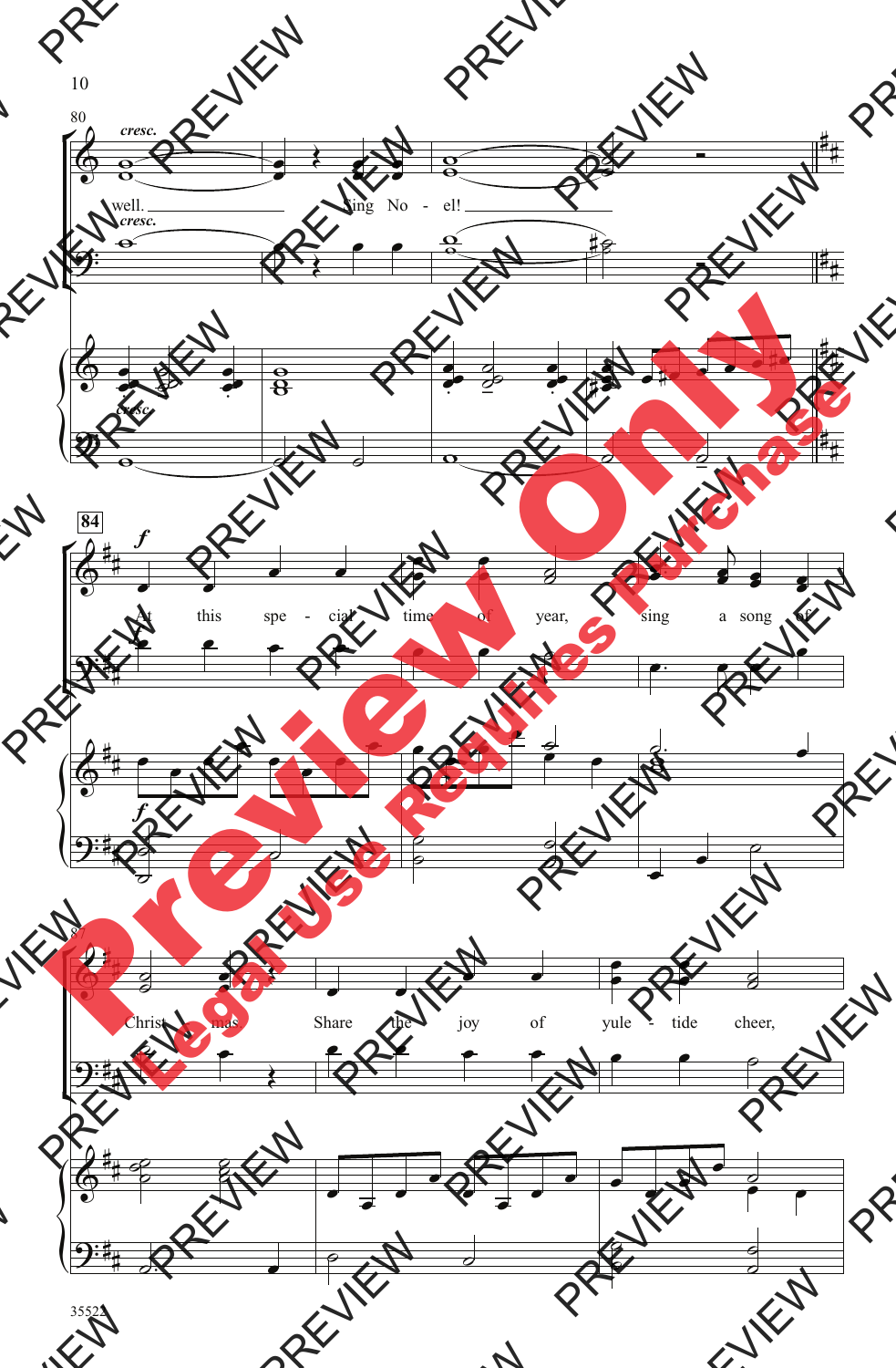80

*cresc.*

well. Sing No - el!

*cresc.*

*cresc.*

**84**

*f*

At this spe - cial time of year, sing a song of

*f*

87

Christ - mas. Share the joy of yule - tide cheer,

PREVIEW

Preview Only

Legal Use Requires Purchase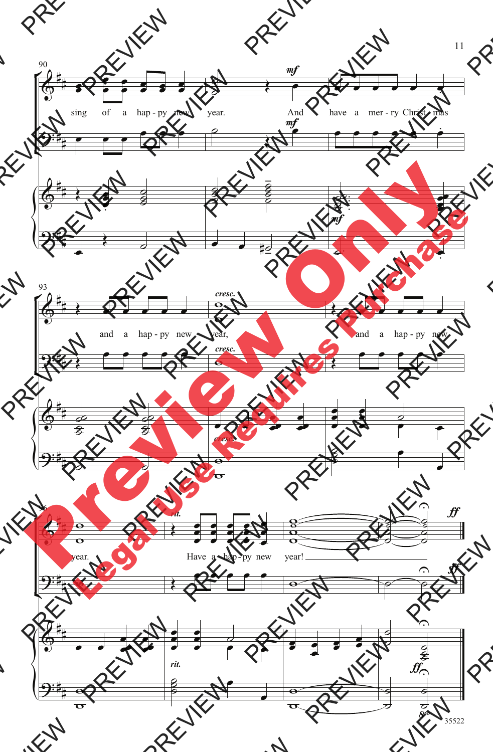90

*mf*

sing of a hap - py new year. And have a mer - ry Christ - mas

*mf*

93

*cresc.*

and a hap - py new year, and a hap - py new

*cresc.*

*cresc.*

96

*rit.*

*ff*

year. Have a hap - py new year!

*ff*

*rit.*

*ff*

35522

Preview Only

Legal Use Requires Purchase